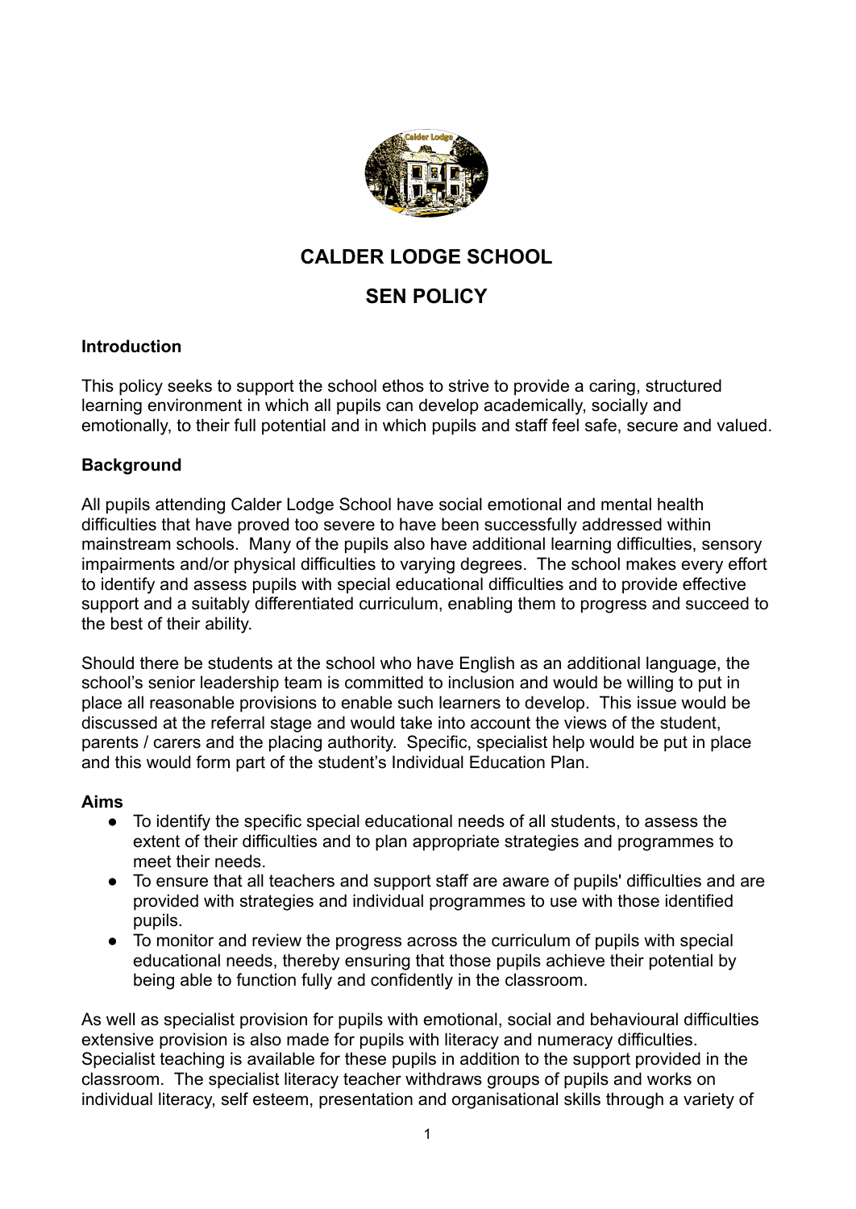# CALDER LODGE SCHOOL

# SEN POLICY

**Introduction**

This policy seeks to support the school ethos to strive to provide a caring, structured learning environment in which all pupils can develop academically, socially and emotionally, to their full potential and in which pupils and staff feel safe, secure and valued.

**Background**

All pupils attending Calder Lodge School have social emotional and mental health difficulties that have proved too severe to have been successfully addressed within mainstream schools. Many of the pupils also have additional learning difficulties, sensory impairments and/or physical difficulties to varying degrees. The school makes every effort to identify and assess pupils with special educational difficulties and to provide effective support and a suitably differentiated curriculum, enabling them to progress and succeed to the best of their ability.

Should there be students at the school who have English as an additional language, the school's senior leadership team is committed to inclusion and would be willing to put in place all reasonable provisions to enable such learners to develop. This issue would be discussed at the referral stage and would take into account the views of the student, parents / carers and the placing authority. Specific, specialist help would be put in place and this would form part of the student's Individual Education Plan.

**Aims**

- To identify the specific special educational needs of all students, to assess the extent of their difficulties and to plan appropriate strategies and programmes to meet their needs.
- To ensure that all teachers and support staff are aware of pupils' difficulties and are provided with strategies and individual programmes to use with those identified pupils.
- To monitor and review the progress across the curriculum of pupils with special educational needs, thereby ensuring that those pupils achieve their potential by being able to function fully and confidently in the classroom.

As well as specialist provision for pupils with emotional, social and behavioural difficulties extensive provision is also made for pupils with literacy and numeracy difficulties. Specialist teaching is available for these pupils in addition to the support provided in the classroom. The specialist literacy teacher withdraws groups of pupils and works on individual literacy, self esteem, presentation and organisational skills through a variety of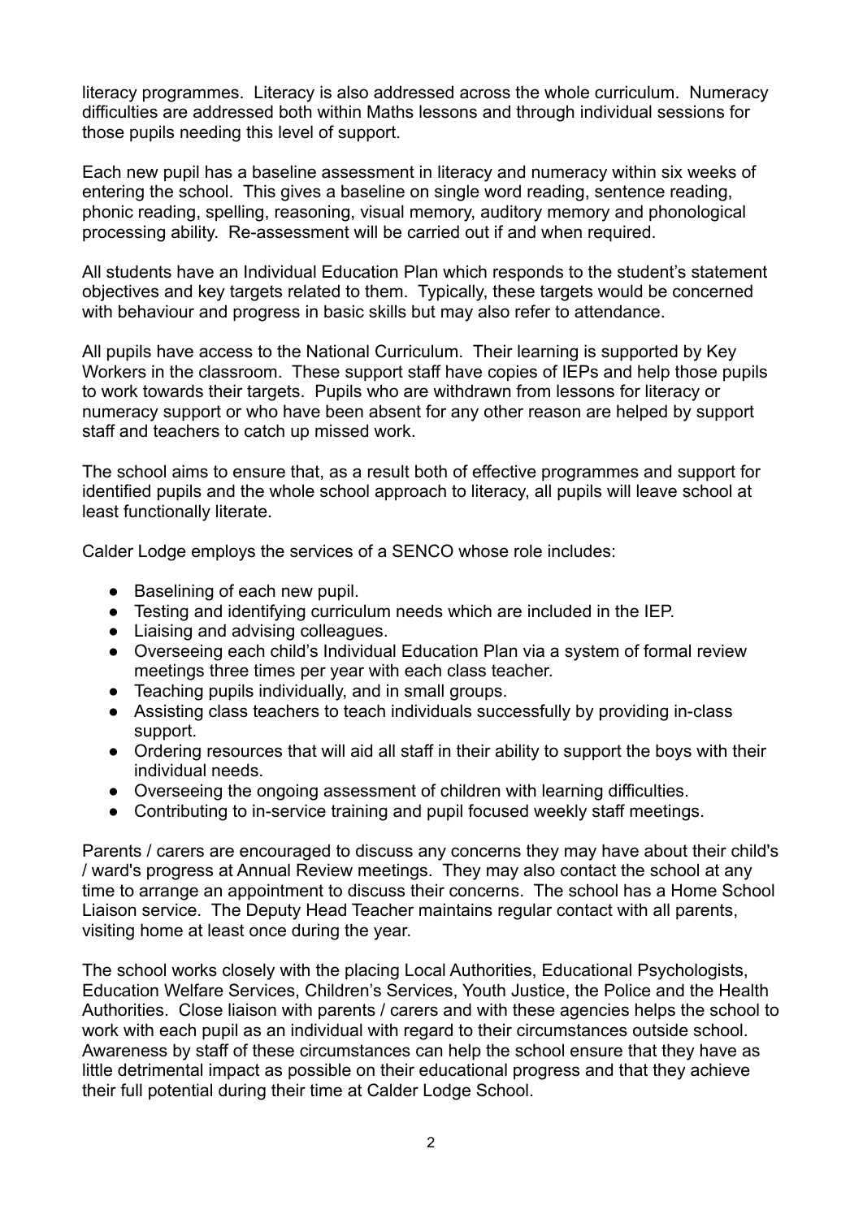literacy programmes. Literacy is also addressed across the whole curriculum. Numeracy difficulties are addressed both within Maths lessons and through individual sessions for those pupils needing this level of support.

Each new pupil has a baseline assessment in literacy and numeracy within six weeks of entering the school. This gives a baseline on single word reading, sentence reading, phonic reading, spelling, reasoning, visual memory, auditory memory and phonological processing ability. Re-assessment will be carried out if and when required.

All students have an Individual Education Plan which responds to the student's statement objectives and key targets related to them. Typically, these targets would be concerned with behaviour and progress in basic skills but may also refer to attendance.

All pupils have access to the National Curriculum. Their learning is supported by Key Workers in the classroom. These support staff have copies of IEPs and help those pupils to work towards their targets. Pupils who are withdrawn from lessons for literacy or numeracy support or who have been absent for any other reason are helped by support staff and teachers to catch up missed work.

The school aims to ensure that, as a result both of effective programmes and support for identified pupils and the whole school approach to literacy, all pupils will leave school at least functionally literate.

Calder Lodge employs the services of a SENCO whose role includes:

- Baselining of each new pupil.
- Testing and identifying curriculum needs which are included in the IEP.
- Liaising and advising colleagues.
- Overseeing each child's Individual Education Plan via a system of formal review meetings three times per year with each class teacher.
- Teaching pupils individually, and in small groups.
- Assisting class teachers to teach individuals successfully by providing in-class support.
- Ordering resources that will aid all staff in their ability to support the boys with their individual needs.
- Overseeing the ongoing assessment of children with learning difficulties.
- Contributing to in-service training and pupil focused weekly staff meetings.

Parents / carers are encouraged to discuss any concerns they may have about their child's / ward's progress at Annual Review meetings. They may also contact the school at any time to arrange an appointment to discuss their concerns. The school has a Home School Liaison service. The Deputy Head Teacher maintains regular contact with all parents, visiting home at least once during the year.

The school works closely with the placing Local Authorities, Educational Psychologists, Education Welfare Services, Children's Services, Youth Justice, the Police and the Health Authorities. Close liaison with parents / carers and with these agencies helps the school to work with each pupil as an individual with regard to their circumstances outside school. Awareness by staff of these circumstances can help the school ensure that they have as little detrimental impact as possible on their educational progress and that they achieve their full potential during their time at Calder Lodge School.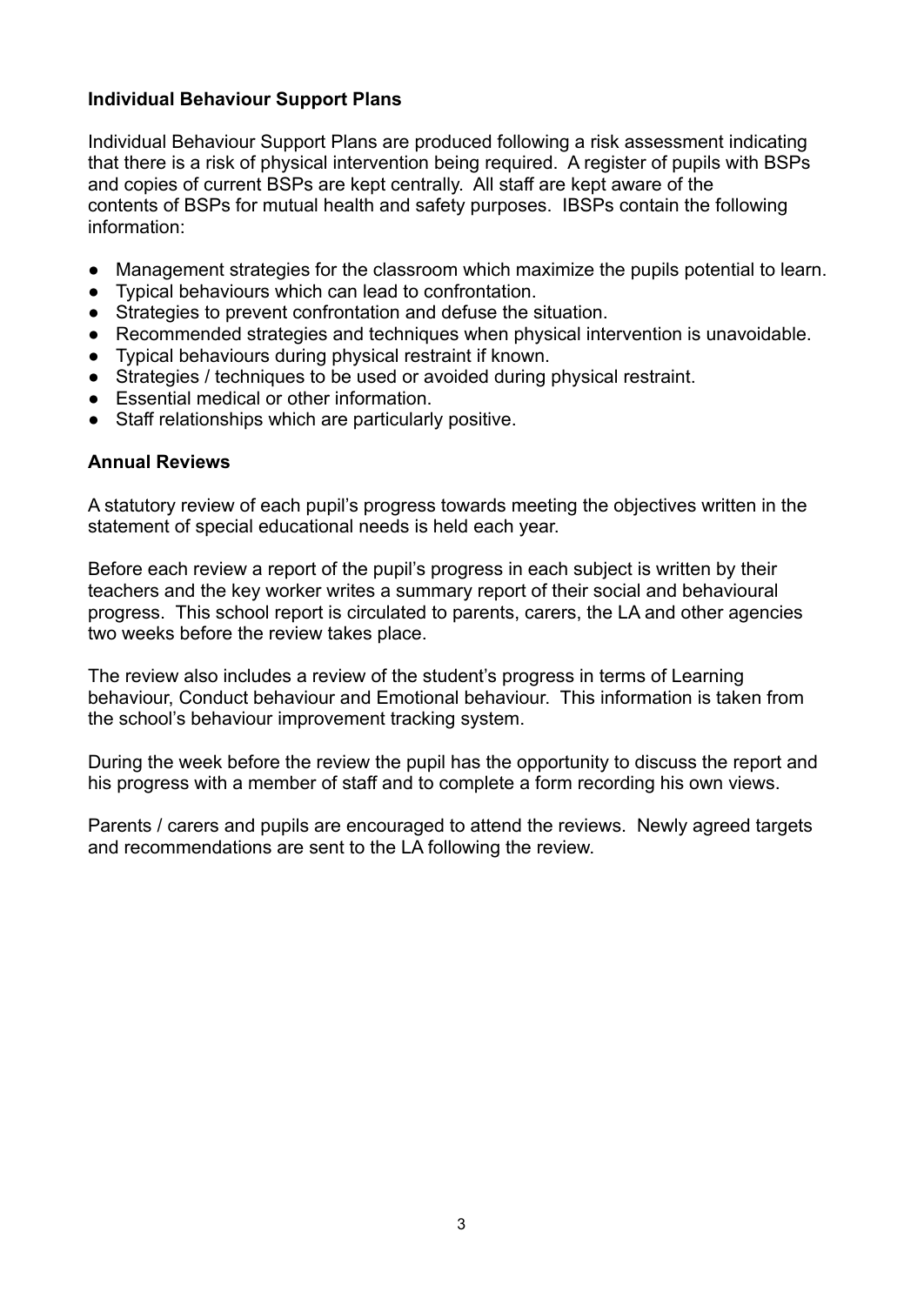**Individual Behaviour Support Plans**

Individual Behaviour Support Plans are produced following a risk assessment indicating that there is a risk of physical intervention being required. A register of pupils with BSPs and copies of current BSPs are kept centrally. All staff are kept aware of the contents of BSPs for mutual health and safety purposes. IBSPs contain the following information:

- Management strategies for the classroom which maximize the pupils potential to learn.
- Typical behaviours which can lead to confrontation.
- Strategies to prevent confrontation and defuse the situation.
- Recommended strategies and techniques when physical intervention is unavoidable.
- Typical behaviours during physical restraint if known.
- Strategies / techniques to be used or avoided during physical restraint.
- Essential medical or other information.
- Staff relationships which are particularly positive.

**Annual Reviews**

A statutory review of each pupil's progress towards meeting the objectives written in the statement of special educational needs is held each year.

Before each review a report of the pupil's progress in each subject is written by their teachers and the key worker writes a summary report of their social and behavioural progress. This school report is circulated to parents, carers, the LA and other agencies two weeks before the review takes place.

The review also includes a review of the student's progress in terms of Learning behaviour, Conduct behaviour and Emotional behaviour. This information is taken from the school's behaviour improvement tracking system.

During the week before the review the pupil has the opportunity to discuss the report and his progress with a member of staff and to complete a form recording his own views.

Parents / carers and pupils are encouraged to attend the reviews. Newly agreed targets and recommendations are sent to the LA following the review.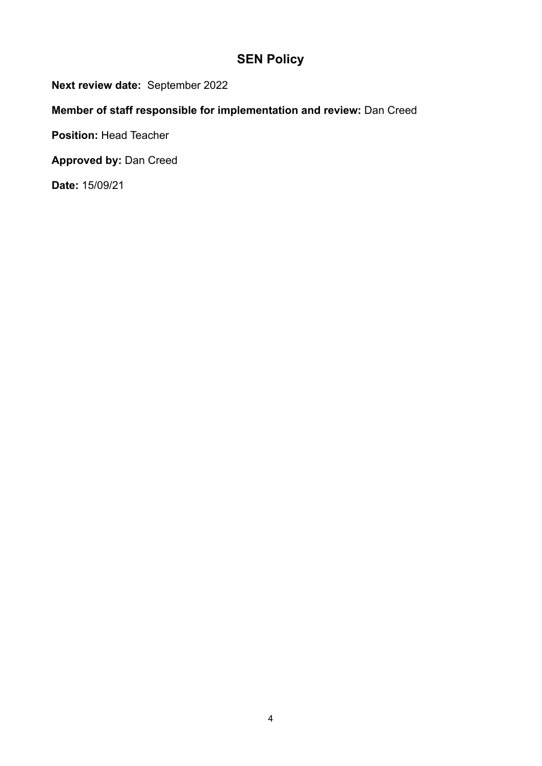# SEN Policy

**Next review date:** September 2022

**Member of staff responsible for implementation and review:** Dan Creed

**Position:** Head Teacher

**Approved by:** Dan Creed

**Date:** 15/09/21